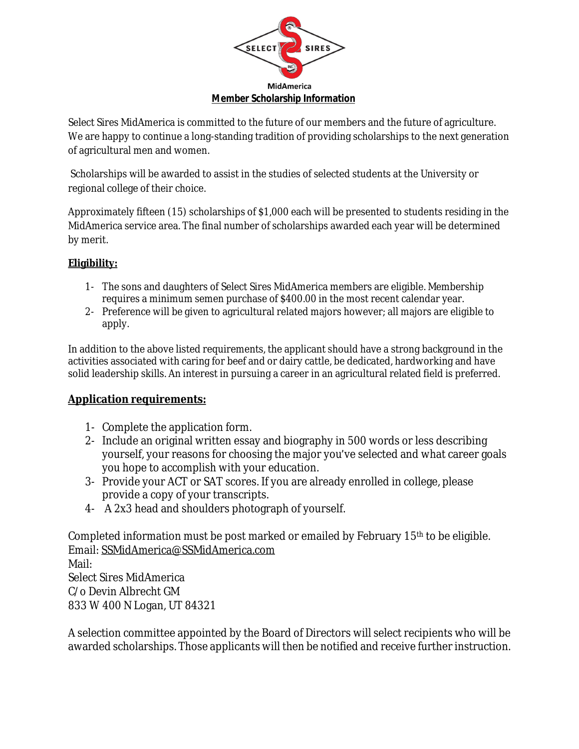SELECT SIRES
MidAmerica

**Member Scholarship Information**

Select Sires MidAmerica is committed to the future of our members and the future of agriculture. We are happy to continue a long-standing tradition of providing scholarships to the next generation of agricultural men and women.

Scholarships will be awarded to assist in the studies of selected students at the University or regional college of their choice.

Approximately fifteen (15) scholarships of $1,000 each will be presented to students residing in the MidAmerica service area. The final number of scholarships awarded each year will be determined by merit.

**Eligibility:**

1- The sons and daughters of Select Sires MidAmerica members are eligible. Membership requires a minimum semen purchase of $400.00 in the most recent calendar year.
2- Preference will be given to agricultural related majors however; all majors are eligible to apply.

In addition to the above listed requirements, the applicant should have a strong background in the activities associated with caring for beef and or dairy cattle, be dedicated, hardworking and have solid leadership skills. An interest in pursuing a career in an agricultural related field is preferred.

**Application requirements:**

1- Complete the application form.
2- Include an original written essay and biography in 500 words or less describing yourself, your reasons for choosing the major you've selected and what career goals you hope to accomplish with your education.
3- Provide your ACT or SAT scores. If you are already enrolled in college, please provide a copy of your transcripts.
4- A 2x3 head and shoulders photograph of yourself.

Completed information must be post marked or emailed by February 15th to be eligible.
Email: SSMidAmerica@SSMidAmerica.com
Mail:
Select Sires MidAmerica
C/o Devin Albrecht GM
833 W 400 N Logan, UT 84321

A selection committee appointed by the Board of Directors will select recipients who will be awarded scholarships. Those applicants will then be notified and receive further instruction.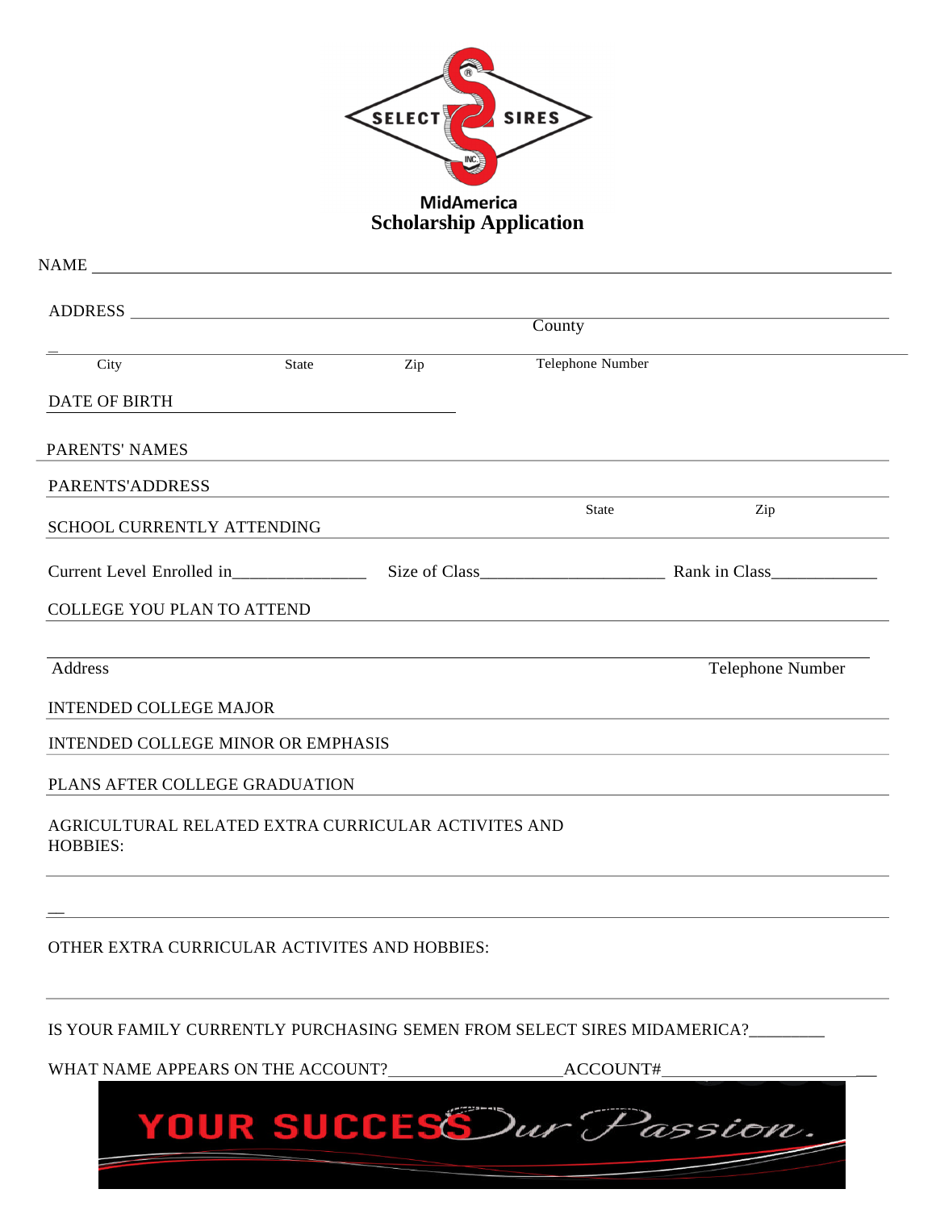SELECT SIRES

MidAmerica

# Scholarship Application

NAME ______________________________________________

ADDRESS ______________________________________________

County

City State Zip Telephone Number

DATE OF BIRTH ______________________

PARENTS' NAMES ______________________________________________

PARENTS'ADDRESS ______________________________________________

State Zip

SCHOOL CURRENTLY ATTENDING ______________________________________________

Current Level Enrolled in_______________ Size of Class_____________________ Rank in Class____________

COLLEGE YOU PLAN TO ATTEND ______________________________________________

Address Telephone Number

INTENDED COLLEGE MAJOR ______________________________________________

INTENDED COLLEGE MINOR OR EMPHASIS ______________________________________________

PLANS AFTER COLLEGE GRADUATION ______________________________________________

AGRICULTURAL RELATED EXTRA CURRICULAR ACTIVITES AND HOBBIES:

______________________________________________

______________________________________________

OTHER EXTRA CURRICULAR ACTIVITES AND HOBBIES:

______________________________________________

IS YOUR FAMILY CURRENTLY PURCHASING SEMEN FROM SELECT SIRES MIDAMERICA?________

WHAT NAME APPEARS ON THE ACCOUNT?____________________ACCOUNT#________________________

YOUR SUCCESS Our Passion.